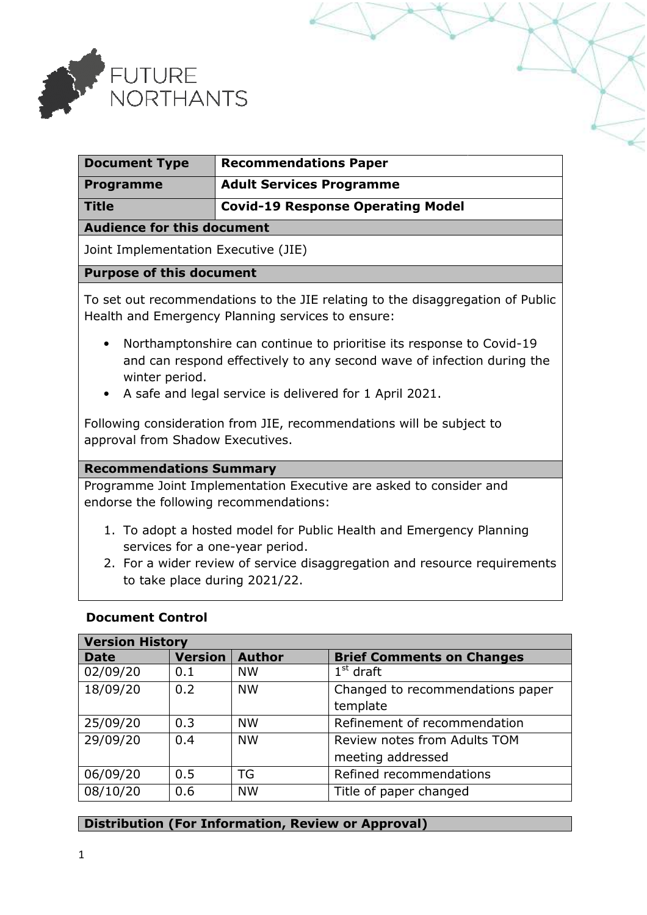| Document Type | Recommendations Paper |
|---|---|
| Programme | Adult Services Programme |
| Title | Covid-19 Response Operating Model |

**Audience for this document**

Joint Implementation Executive (JIE)

**Purpose of this document**

To set out recommendations to the JIE relating to the disaggregation of Public Health and Emergency Planning services to ensure:

- Northamptonshire can continue to prioritise its response to Covid-19 and can respond effectively to any second wave of infection during the winter period.
- A safe and legal service is delivered for 1 April 2021.

Following consideration from JIE, recommendations will be subject to approval from Shadow Executives.

**Recommendations Summary**

Programme Joint Implementation Executive are asked to consider and endorse the following recommendations:

1. To adopt a hosted model for Public Health and Emergency Planning services for a one-year period.
2. For a wider review of service disaggregation and resource requirements to take place during 2021/22.

**Document Control**

| Version History | | | |
|---|---|---|---|
| **Date** | **Version** | **Author** | **Brief Comments on Changes** |
| 02/09/20 | 0.1 | NW | 1st draft |
| 18/09/20 | 0.2 | NW | Changed to recommendations paper template |
| 25/09/20 | 0.3 | NW | Refinement of recommendation |
| 29/09/20 | 0.4 | NW | Review notes from Adults TOM meeting addressed |
| 06/09/20 | 0.5 | TG | Refined recommendations |
| 08/10/20 | 0.6 | NW | Title of paper changed |

**Distribution (For Information, Review or Approval)**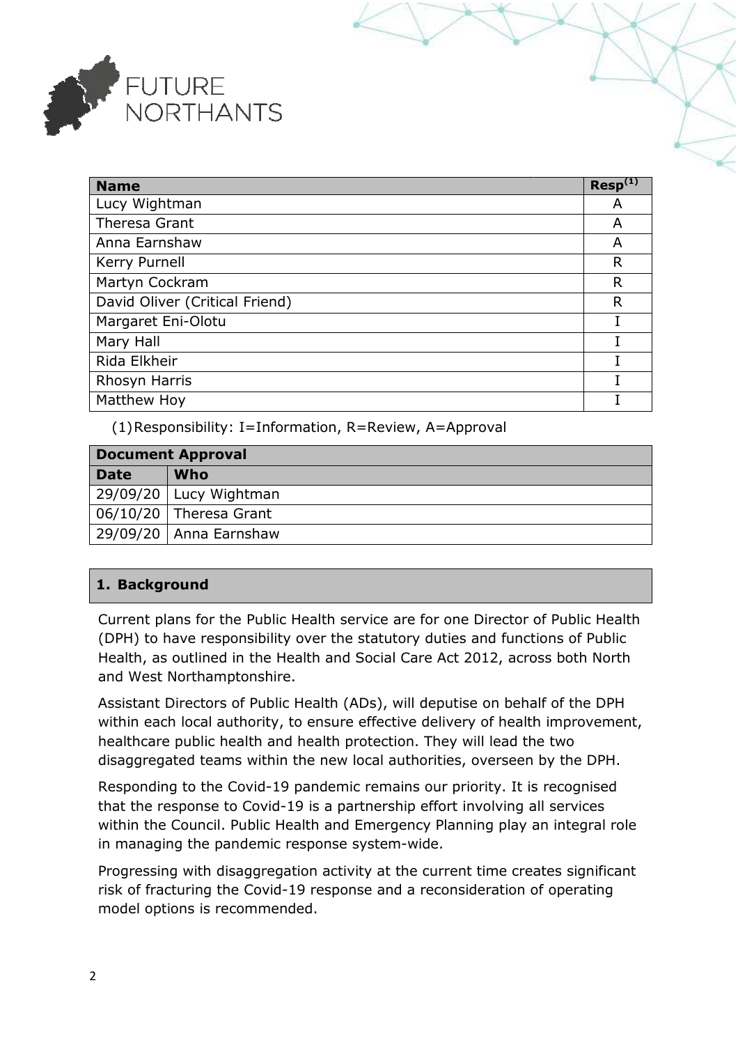| Name | Resp[(1)] |
| --- | --- |
| Lucy Wightman | A |
| Theresa Grant | A |
| Anna Earnshaw | A |
| Kerry Purnell | R |
| Martyn Cockram | R |
| David Oliver (Critical Friend) | R |
| Margaret Eni-Olotu | I |
| Mary Hall | I |
| Rida Elkheir | I |
| Rhosyn Harris | I |
| Matthew Hoy | I |

(1) Responsibility: I=Information, R=Review, A=Approval

| Document Approval | |
| --- | --- |
| **Date** | **Who** |
| 29/09/20 | Lucy Wightman |
| 06/10/20 | Theresa Grant |
| 29/09/20 | Anna Earnshaw |

## 1. Background

Current plans for the Public Health service are for one Director of Public Health (DPH) to have responsibility over the statutory duties and functions of Public Health, as outlined in the Health and Social Care Act 2012, across both North and West Northamptonshire.

Assistant Directors of Public Health (ADs), will deputise on behalf of the DPH within each local authority, to ensure effective delivery of health improvement, healthcare public health and health protection. They will lead the two disaggregated teams within the new local authorities, overseen by the DPH.

Responding to the Covid-19 pandemic remains our priority. It is recognised that the response to Covid-19 is a partnership effort involving all services within the Council. Public Health and Emergency Planning play an integral role in managing the pandemic response system-wide.

Progressing with disaggregation activity at the current time creates significant risk of fracturing the Covid-19 response and a reconsideration of operating model options is recommended.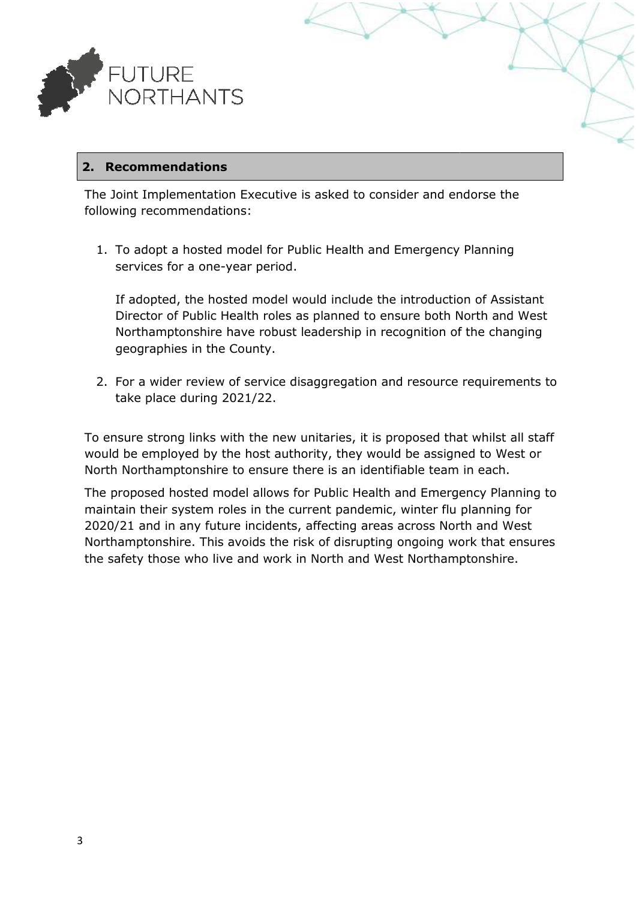## 2. Recommendations

The Joint Implementation Executive is asked to consider and endorse the following recommendations:

1. To adopt a hosted model for Public Health and Emergency Planning services for a one-year period.

   If adopted, the hosted model would include the introduction of Assistant Director of Public Health roles as planned to ensure both North and West Northamptonshire have robust leadership in recognition of the changing geographies in the County.

2. For a wider review of service disaggregation and resource requirements to take place during 2021/22.

To ensure strong links with the new unitaries, it is proposed that whilst all staff would be employed by the host authority, they would be assigned to West or North Northamptonshire to ensure there is an identifiable team in each.

The proposed hosted model allows for Public Health and Emergency Planning to maintain their system roles in the current pandemic, winter flu planning for 2020/21 and in any future incidents, affecting areas across North and West Northamptonshire. This avoids the risk of disrupting ongoing work that ensures the safety those who live and work in North and West Northamptonshire.